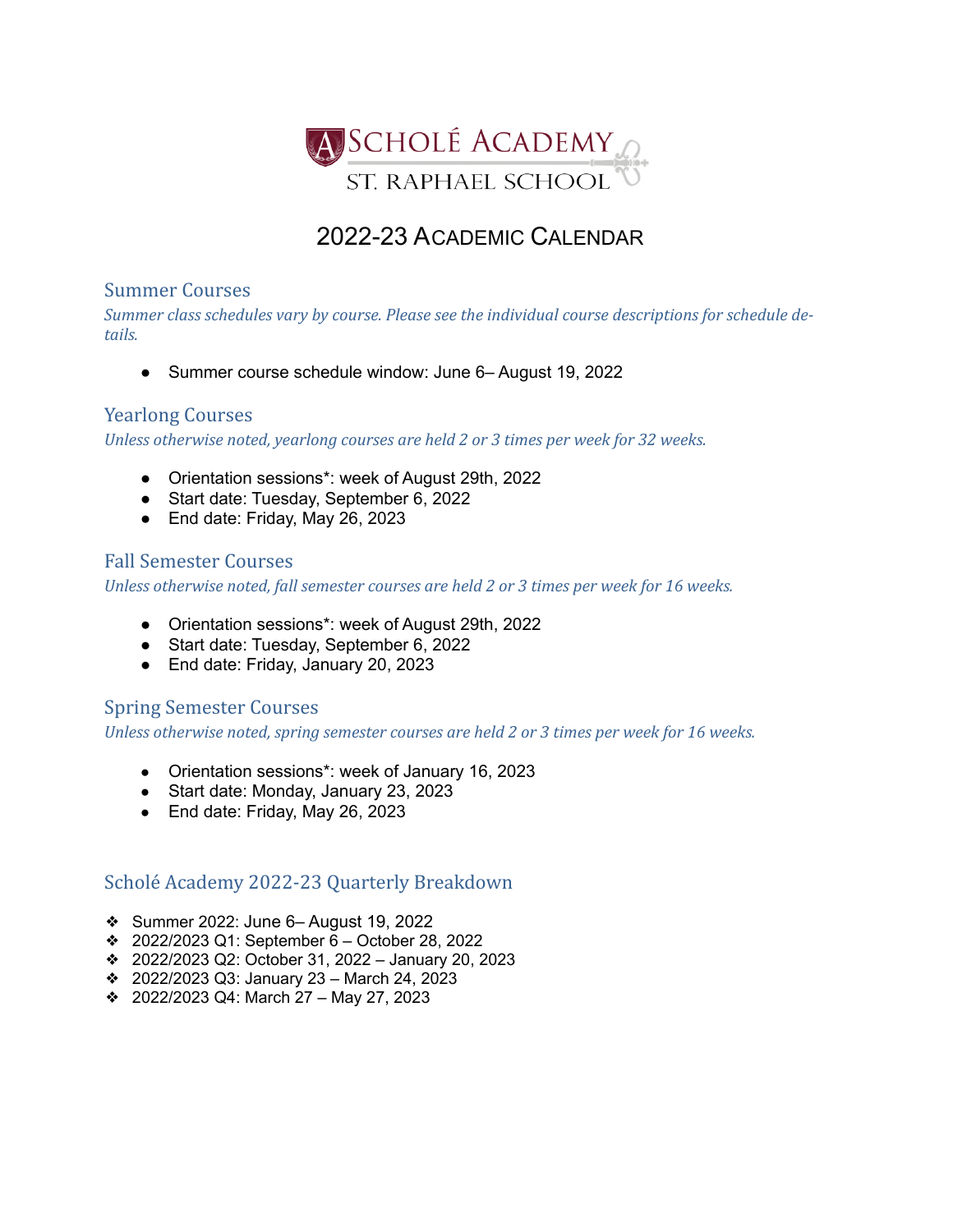# Scholé Academy
St. Raphael School

# 2022-23 Academic Calendar

## Summer Courses

*Summer class schedules vary by course. Please see the individual course descriptions for schedule details.*

- Summer course schedule window: June 6– August 19, 2022

## Yearlong Courses

*Unless otherwise noted, yearlong courses are held 2 or 3 times per week for 32 weeks.*

- Orientation sessions*: week of August 29th, 2022
- Start date: Tuesday, September 6, 2022
- End date: Friday, May 26, 2023

## Fall Semester Courses

*Unless otherwise noted, fall semester courses are held 2 or 3 times per week for 16 weeks.*

- Orientation sessions*: week of August 29th, 2022
- Start date: Tuesday, September 6, 2022
- End date: Friday, January 20, 2023

## Spring Semester Courses

*Unless otherwise noted, spring semester courses are held 2 or 3 times per week for 16 weeks.*

- Orientation sessions*: week of January 16, 2023
- Start date: Monday, January 23, 2023
- End date: Friday, May 26, 2023

## Scholé Academy 2022-23 Quarterly Breakdown

- Summer 2022: June 6– August 19, 2022
- 2022/2023 Q1: September 6 – October 28, 2022
- 2022/2023 Q2: October 31, 2022 – January 20, 2023
- 2022/2023 Q3: January 23 – March 24, 2023
- 2022/2023 Q4: March 27 – May 27, 2023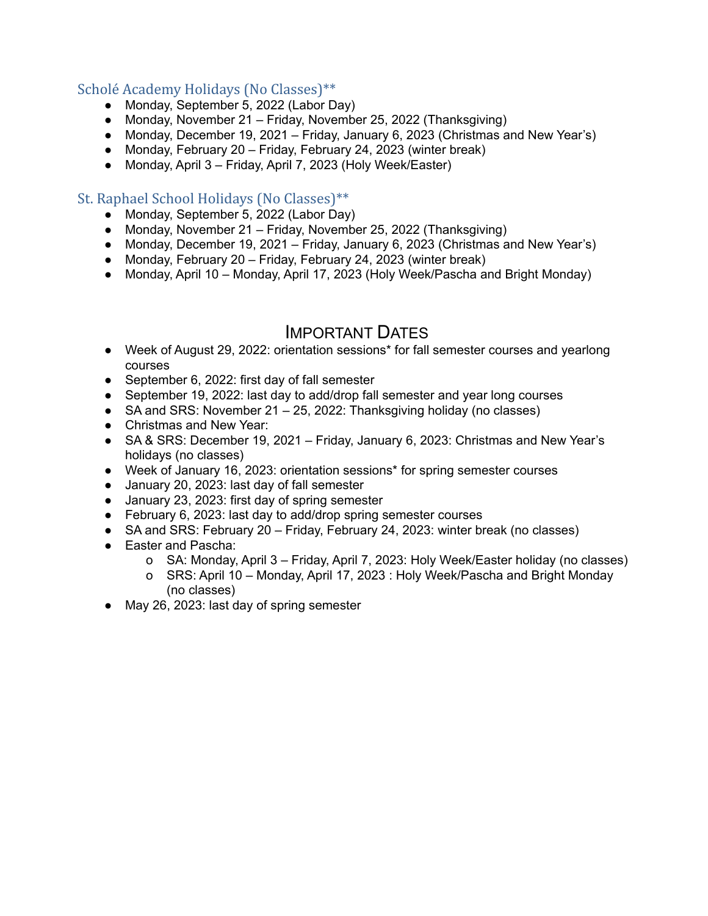## Scholé Academy Holidays (No Classes)**

- Monday, September 5, 2022 (Labor Day)
- Monday, November 21 – Friday, November 25, 2022 (Thanksgiving)
- Monday, December 19, 2021 – Friday, January 6, 2023 (Christmas and New Year's)
- Monday, February 20 – Friday, February 24, 2023 (winter break)
- Monday, April 3 – Friday, April 7, 2023 (Holy Week/Easter)

## St. Raphael School Holidays (No Classes)**

- Monday, September 5, 2022 (Labor Day)
- Monday, November 21 – Friday, November 25, 2022 (Thanksgiving)
- Monday, December 19, 2021 – Friday, January 6, 2023 (Christmas and New Year's)
- Monday, February 20 – Friday, February 24, 2023 (winter break)
- Monday, April 10 – Monday, April 17, 2023 (Holy Week/Pascha and Bright Monday)

# Important Dates

- Week of August 29, 2022: orientation sessions* for fall semester courses and yearlong courses
- September 6, 2022: first day of fall semester
- September 19, 2022: last day to add/drop fall semester and year long courses
- SA and SRS: November 21 – 25, 2022: Thanksgiving holiday (no classes)
- Christmas and New Year:
- SA & SRS: December 19, 2021 – Friday, January 6, 2023: Christmas and New Year's holidays (no classes)
- Week of January 16, 2023: orientation sessions* for spring semester courses
- January 20, 2023: last day of fall semester
- January 23, 2023: first day of spring semester
- February 6, 2023: last day to add/drop spring semester courses
- SA and SRS: February 20 – Friday, February 24, 2023: winter break (no classes)
- Easter and Pascha:
  - SA: Monday, April 3 – Friday, April 7, 2023: Holy Week/Easter holiday (no classes)
  - SRS: April 10 – Monday, April 17, 2023 : Holy Week/Pascha and Bright Monday (no classes)
- May 26, 2023: last day of spring semester